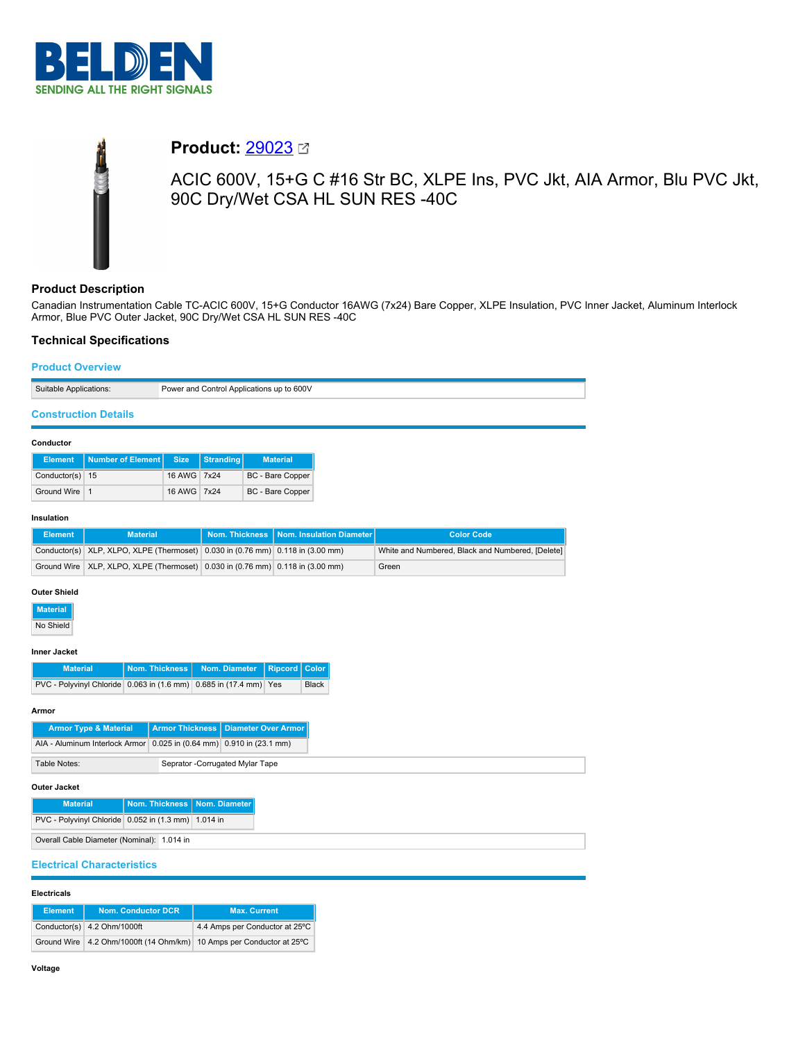# BELDEN

SENDING ALL THE RIGHT SIGNALS

## Product: 29023

ACIC 600V, 15+G C #16 Str BC, XLPE Ins, PVC Jkt, AIA Armor, Blu PVC Jkt, 90C Dry/Wet CSA HL SUN RES -40C

### Product Description

Canadian Instrumentation Cable TC-ACIC 600V, 15+G Conductor 16AWG (7x24) Bare Copper, XLPE Insulation, PVC Inner Jacket, Aluminum Interlock Armor, Blue PVC Outer Jacket, 90C Dry/Wet CSA HL SUN RES -40C

### Technical Specifications

#### Product Overview

| Suitable Applications: | Power and Control Applications up to 600V |
|---|---|

#### Construction Details

**Conductor**

| Element | Number of Element | Size | Stranding | Material |
|---|---|---|---|---|
| Conductor(s) | 15 | 16 AWG | 7x24 | BC - Bare Copper |
| Ground Wire | 1 | 16 AWG | 7x24 | BC - Bare Copper |

**Insulation**

| Element | Material | Nom. Thickness | Nom. Insulation Diameter | Color Code |
|---|---|---|---|---|
| Conductor(s) | XLP, XLPO, XLPE (Thermoset) | 0.030 in (0.76 mm) | 0.118 in (3.00 mm) | White and Numbered, Black and Numbered, [Delete] |
| Ground Wire | XLP, XLPO, XLPE (Thermoset) | 0.030 in (0.76 mm) | 0.118 in (3.00 mm) | Green |

**Outer Shield**

| Material |
|---|
| No Shield |

**Inner Jacket**

| Material | Nom. Thickness | Nom. Diameter | Ripcord | Color |
|---|---|---|---|---|
| PVC - Polyvinyl Chloride | 0.063 in (1.6 mm) | 0.685 in (17.4 mm) | Yes | Black |

**Armor**

| Armor Type & Material | Armor Thickness | Diameter Over Armor |
|---|---|---|
| AIA - Aluminum Interlock Armor | 0.025 in (0.64 mm) | 0.910 in (23.1 mm) |

| Table Notes: | Seprator -Corrugated Mylar Tape |
|---|---|

**Outer Jacket**

| Material | Nom. Thickness | Nom. Diameter |
|---|---|---|
| PVC - Polyvinyl Chloride | 0.052 in (1.3 mm) | 1.014 in |

| Overall Cable Diameter (Nominal): | 1.014 in |
|---|---|

#### Electrical Characteristics

**Electricals**

| Element | Nom. Conductor DCR | Max. Current |
|---|---|---|
| Conductor(s) | 4.2 Ohm/1000ft | 4.4 Amps per Conductor at 25ºC |
| Ground Wire | 4.2 Ohm/1000ft (14 Ohm/km) | 10 Amps per Conductor at 25ºC |

**Voltage**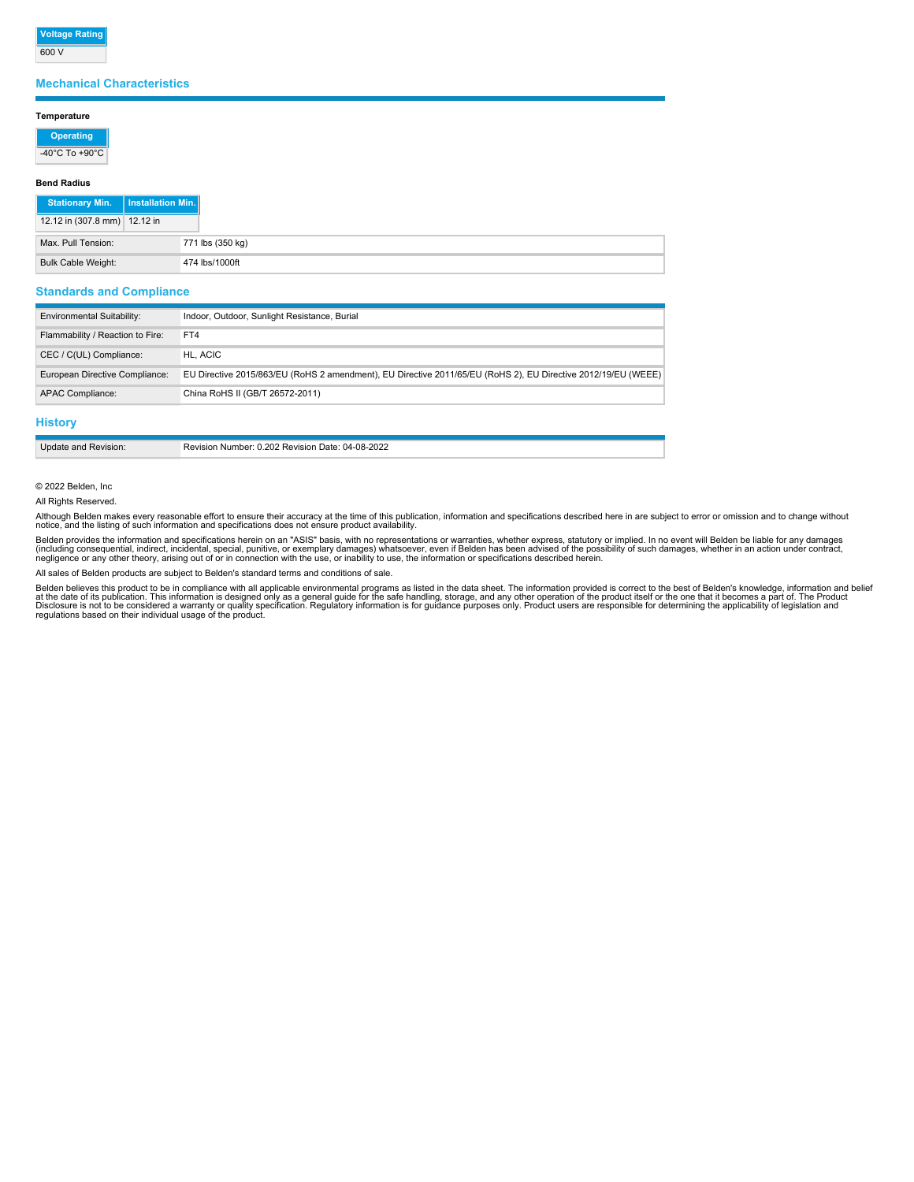| Voltage Rating |
|---|
| 600 V |

## Mechanical Characteristics

#### Temperature

| Operating |
|---|
| -40°C To +90°C |

#### Bend Radius

| Stationary Min. | Installation Min. |
|---|---|
| 12.12 in (307.8 mm) | 12.12 in |

| | |
|---|---|
| Max. Pull Tension: | 771 lbs (350 kg) |
| Bulk Cable Weight: | 474 lbs/1000ft |

## Standards and Compliance

| | |
|---|---|
| Environmental Suitability: | Indoor, Outdoor, Sunlight Resistance, Burial |
| Flammability / Reaction to Fire: | FT4 |
| CEC / C(UL) Compliance: | HL, ACIC |
| European Directive Compliance: | EU Directive 2015/863/EU (RoHS 2 amendment), EU Directive 2011/65/EU (RoHS 2), EU Directive 2012/19/EU (WEEE) |
| APAC Compliance: | China RoHS II (GB/T 26572-2011) |

## History

| | |
|---|---|
| Update and Revision: | Revision Number: 0.202 Revision Date: 04-08-2022 |

© 2022 Belden, Inc

All Rights Reserved.

Although Belden makes every reasonable effort to ensure their accuracy at the time of this publication, information and specifications described here in are subject to error or omission and to change without notice, and the listing of such information and specifications does not ensure product availability.

Belden provides the information and specifications herein on an "ASIS" basis, with no representations or warranties, whether express, statutory or implied. In no event will Belden be liable for any damages (including consequential, indirect, incidental, special, punitive, or exemplary damages) whatsoever, even if Belden has been advised of the possibility of such damages, whether in an action under contract, negligence or any other theory, arising out of or in connection with the use, or inability to use, the information or specifications described herein.

All sales of Belden products are subject to Belden's standard terms and conditions of sale.

Belden believes this product to be in compliance with all applicable environmental programs as listed in the data sheet. The information provided is correct to the best of Belden's knowledge, information and belief at the date of its publication. This information is designed only as a general guide for the safe handling, storage, and any other operation of the product itself or the one that it becomes a part of. The Product Disclosure is not to be considered a warranty or quality specification. Regulatory information is for guidance purposes only. Product users are responsible for determining the applicability of legislation and regulations based on their individual usage of the product.